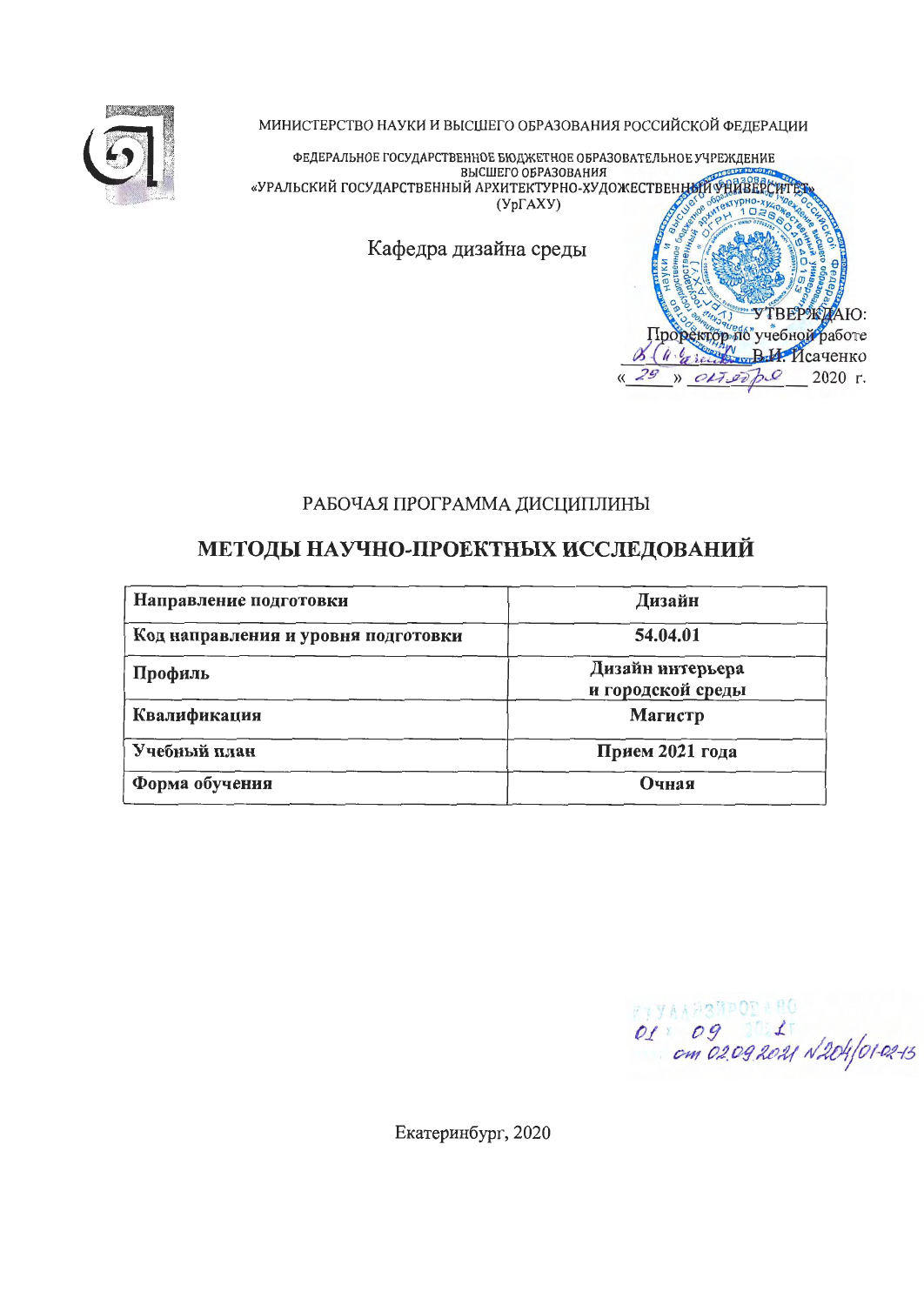МИНИСТЕРСТВО НАУКИ И ВЫСШЕГО ОБРАЗОВАНИЯ РОССИЙСКОЙ ФЕДЕРАЦИИ

ФЕДЕРАЛЬНОЕ ГОСУДАРСТВЕННОЕ БЮДЖЕТНОЕ ОБРАЗОВАТЕЛЬНОЕ УЧРЕЖДЕНИЕ
ВЫСШЕГО ОБРАЗОВАНИЯ
«УРАЛЬСКИЙ ГОСУДАРСТВЕННЫЙ АРХИТЕКТУРНО-ХУДОЖЕСТВЕННЫЙ УНИВЕРСИТЕТ»
(УрГАХУ)

Кафедра дизайна среды

УТВЕРЖДАЮ:
Проректор по учебной работе
В.И. Исаченко
« 29 » октября 2020 г.

РАБОЧАЯ ПРОГРАММА ДИСЦИПЛИНЫ

# МЕТОДЫ НАУЧНО-ПРОЕКТНЫХ ИССЛЕДОВАНИЙ

| Направление подготовки | Дизайн |
|---|---|
| Код направления и уровня подготовки | 54.04.01 |
| Профиль | Дизайн интерьера и городской среды |
| Квалификация | Магистр |
| Учебный план | Прием 2021 года |
| Форма обучения | Очная |

АКТУАЛИЗИРОВАНО
01 09 2021
от 02.09.2021 №204/01-02-15

Екатеринбург, 2020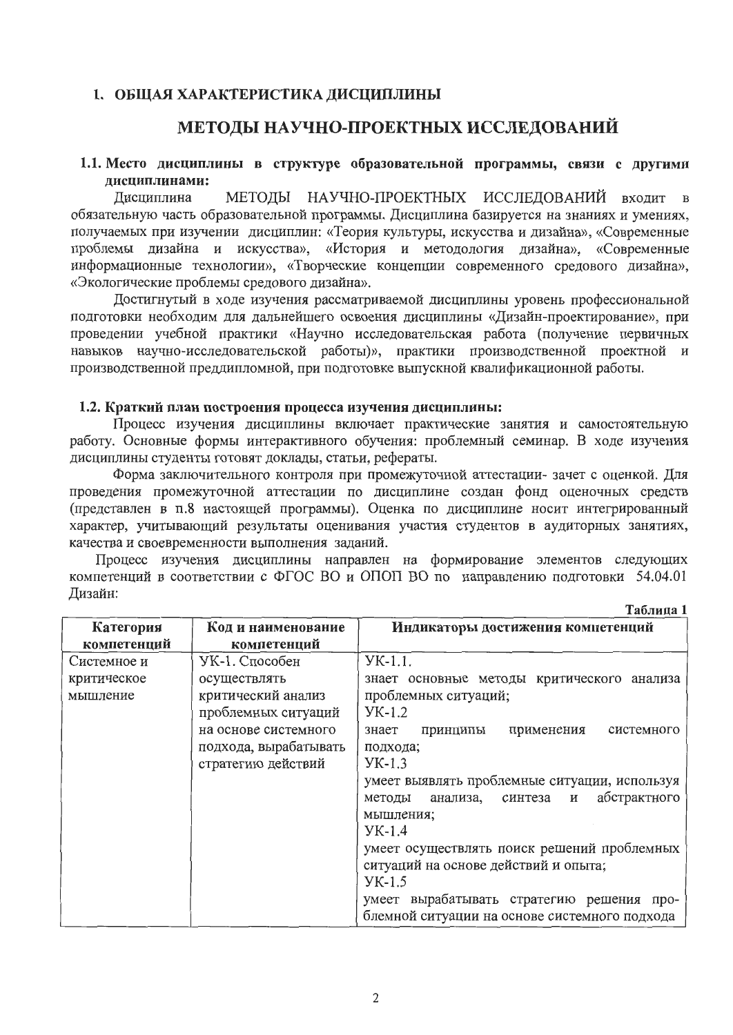## 1. ОБЩАЯ ХАРАКТЕРИСТИКА ДИСЦИПЛИНЫ

# МЕТОДЫ НАУЧНО-ПРОЕКТНЫХ ИССЛЕДОВАНИЙ

### 1.1. Место дисциплины в структуре образовательной программы, связи с другими дисциплинами:

Дисциплина МЕТОДЫ НАУЧНО-ПРОЕКТНЫХ ИССЛЕДОВАНИЙ входит в обязательную часть образовательной программы. Дисциплина базируется на знаниях и умениях, получаемых при изучении дисциплин: «Теория культуры, искусства и дизайна», «Современные проблемы дизайна и искусства», «История и методология дизайна», «Современные информационные технологии», «Творческие концепции современного средового дизайна», «Экологические проблемы средового дизайна».

Достигнутый в ходе изучения рассматриваемой дисциплины уровень профессиональной подготовки необходим для дальнейшего освоения дисциплины «Дизайн-проектирование», при проведении учебной практики «Научно исследовательская работа (получение первичных навыков научно-исследовательской работы)», практики производственной проектной и производственной преддипломной, при подготовке выпускной квалификационной работы.

### 1.2. Краткий план построения процесса изучения дисциплины:

Процесс изучения дисциплины включает практические занятия и самостоятельную работу. Основные формы интерактивного обучения: проблемный семинар. В ходе изучения дисциплины студенты готовят доклады, статьи, рефераты.

Форма заключительного контроля при промежуточной аттестации- зачет с оценкой. Для проведения промежуточной аттестации по дисциплине создан фонд оценочных средств (представлен в п.8 настоящей программы). Оценка по дисциплине носит интегрированный характер, учитывающий результаты оценивания участия студентов в аудиторных занятиях, качества и своевременности выполнения заданий.

Процесс изучения дисциплины направлен на формирование элементов следующих компетенций в соответствии с ФГОС ВО и ОПОП ВО по направлению подготовки 54.04.01 Дизайн:

Таблица 1

| Категория компетенций | Код и наименование компетенций | Индикаторы достижения компетенций |
|---|---|---|
| Системное и критическое мышление | УК-1. Способен осуществлять критический анализ проблемных ситуаций на основе системного подхода, вырабатывать стратегию действий | УК-1.1. знает основные методы критического анализа проблемных ситуаций;<br>УК-1.2 знает принципы применения системного подхода;<br>УК-1.3 умеет выявлять проблемные ситуации, используя методы анализа, синтеза и абстрактного мышления;<br>УК-1.4 умеет осуществлять поиск решений проблемных ситуаций на основе действий и опыта;<br>УК-1.5 умеет вырабатывать стратегию решения проблемной ситуации на основе системного подхода |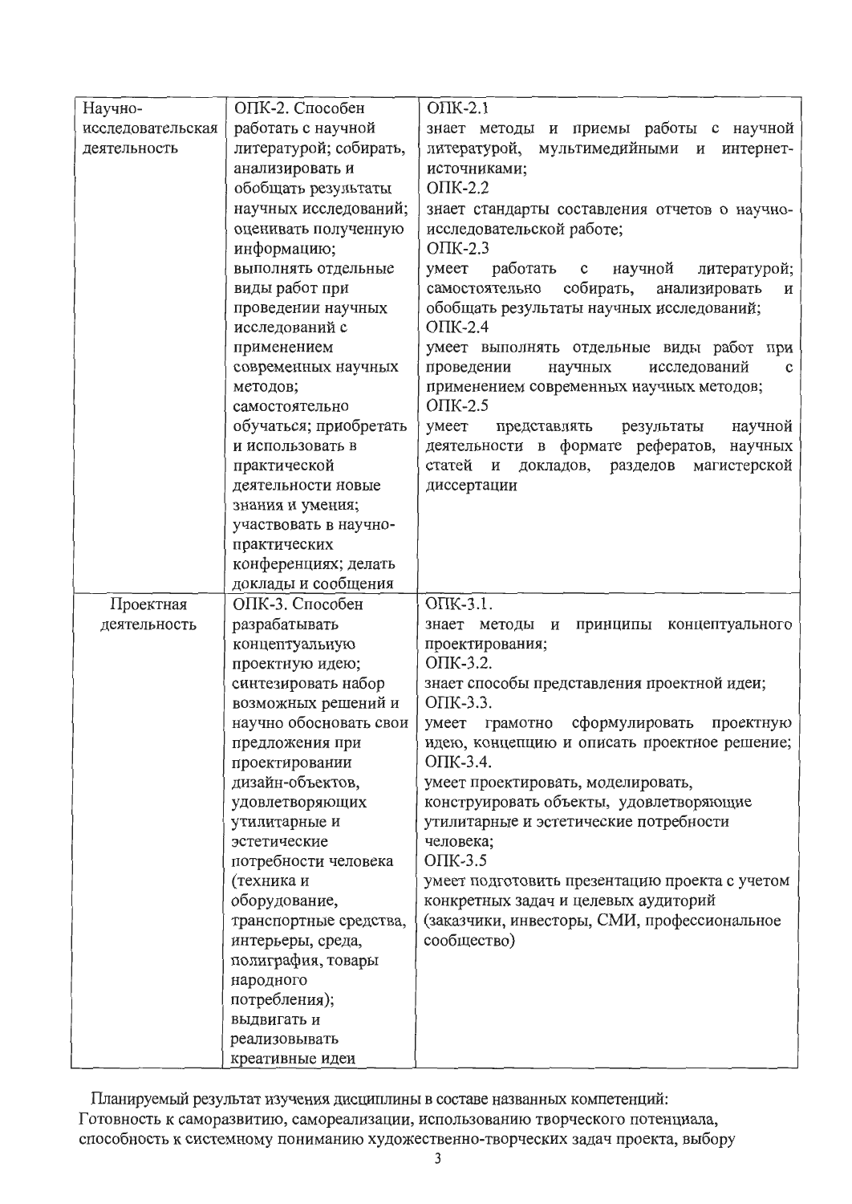| | | |
|---|---|---|
| Научно-исследовательская деятельность | ОПК-2. Способен работать с научной литературой; собирать, анализировать и обобщать результаты научных исследований; оценивать полученную информацию; выполнять отдельные виды работ при проведении научных исследований с применением современных научных методов; самостоятельно обучаться; приобретать и использовать в практической деятельности новые знания и умения; участвовать в научно-практических конференциях; делать доклады и сообщения | ОПК-2.1 знает методы и приемы работы с научной литературой, мультимедийными и интернет-источниками; ОПК-2.2 знает стандарты составления отчетов о научно-исследовательской работе; ОПК-2.3 умеет работать с научной литературой; самостоятельно собирать, анализировать и обобщать результаты научных исследований; ОПК-2.4 умеет выполнять отдельные виды работ при проведении научных исследований с применением современных научных методов; ОПК-2.5 умеет представлять результаты научной деятельности в формате рефератов, научных статей и докладов, разделов магистерской диссертации |
| Проектная деятельность | ОПК-3. Способен разрабатывать концептуальную проектную идею; синтезировать набор возможных решений и научно обосновать свои предложения при проектировании дизайн-объектов, удовлетворяющих утилитарные и эстетические потребности человека (техника и оборудование, транспортные средства, интерьеры, среда, полиграфия, товары народного потребления); выдвигать и реализовывать креативные идеи | ОПК-3.1. знает методы и принципы концептуального проектирования; ОПК-3.2. знает способы представления проектной идеи; ОПК-3.3. умеет грамотно сформулировать проектную идею, концепцию и описать проектное решение; ОПК-3.4. умеет проектировать, моделировать, конструировать объекты, удовлетворяющие утилитарные и эстетические потребности человека; ОПК-3.5 умеет подготовить презентацию проекта с учетом конкретных задач и целевых аудиторий (заказчики, инвесторы, СМИ, профессиональное сообщество) |

Планируемый результат изучения дисциплины в составе названных компетенций:
Готовность к саморазвитию, самореализации, использованию творческого потенциала, способность к системному пониманию художественно-творческих задач проекта, выбору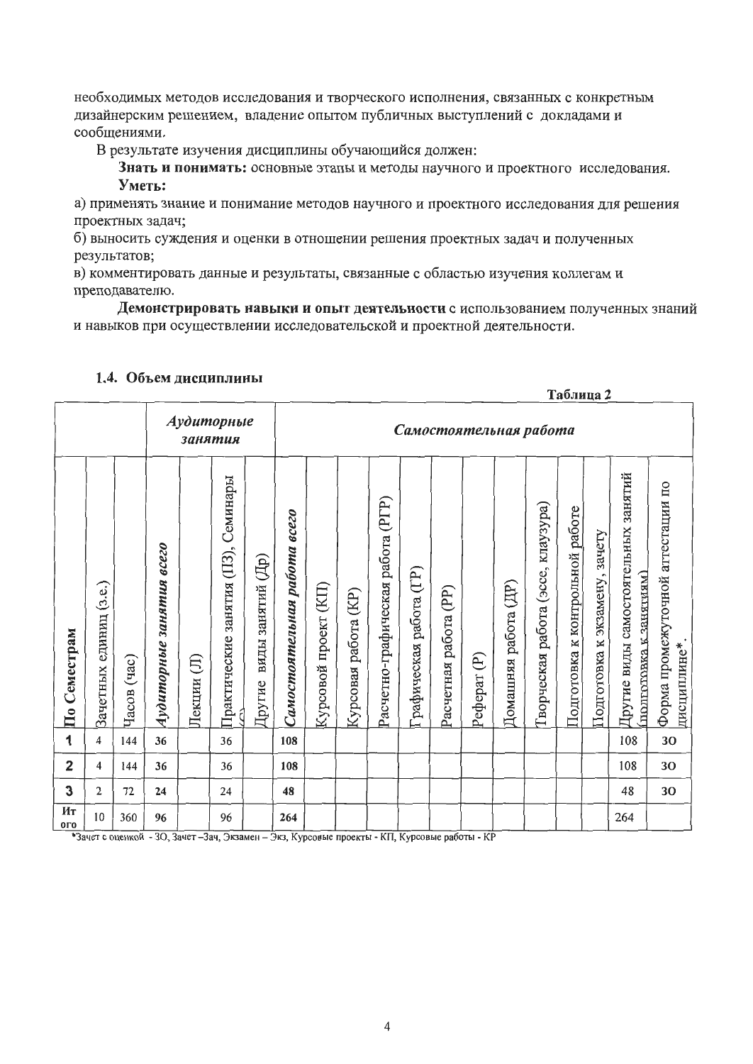необходимых методов исследования и творческого исполнения, связанных с конкретным дизайнерским решением, владение опытом публичных выступлений с докладами и сообщениями.

В результате изучения дисциплины обучающийся должен:

**Знать и понимать:** основные этапы и методы научного и проектного исследования.

**Уметь:**

а) применять знание и понимание методов научного и проектного исследования для решения проектных задач;

б) выносить суждения и оценки в отношении решения проектных задач и полученных результатов;

в) комментировать данные и результаты, связанные с областью изучения коллегам и преподавателю.

**Демонстрировать навыки и опыт деятельности** с использованием полученных знаний и навыков при осуществлении исследовательской и проектной деятельности.

### 1.4. Объем дисциплины

Таблица 2

| | | | *Аудиторные занятия* | | | | *Самостоятельная работа* | | | | | | | | | | | | | |
|---|---|---|---|---|---|---|---|---|---|---|---|---|---|---|---|---|---|---|---|---|
| По Семестрам | Зачетных единиц (з.е.) | Часов (час) | *Аудиторные занятия всего* | Лекции (Л) | Практические занятия (ПЗ), Семинары (С) | Другие виды занятий (Др) | *Самостоятельная работа всего* | Курсовой проект (КП) | Курсовая работа (КР) | Расчетно-графическая работа (РГР) | Графическая работа (ГР) | Расчетная работа (РР) | Реферат (Р) | Домашняя работа (ДР) | Творческая работа (эссе, клаузура) | Подготовка к контрольной работе | Подготовка к экзамену, зачету | Другие виды самостоятельных занятий (подготовка к занятиям) | Форма промежуточной аттестации по дисциплине* |
| **1** | 4 | 144 | **36** | | 36 | | **108** | | | | | | | | | | | 108 | ЗО |
| **2** | 4 | 144 | **36** | | 36 | | **108** | | | | | | | | | | | 108 | ЗО |
| **3** | 2 | 72 | **24** | | 24 | | **48** | | | | | | | | | | | 48 | ЗО |
| **Итого** | 10 | 360 | **96** | | 96 | | **264** | | | | | | | | | | | 264 | |

*Зачет с оценкой - ЗО, Зачет –Зач, Экзамен – Экз, Курсовые проекты - КП, Курсовые работы - КР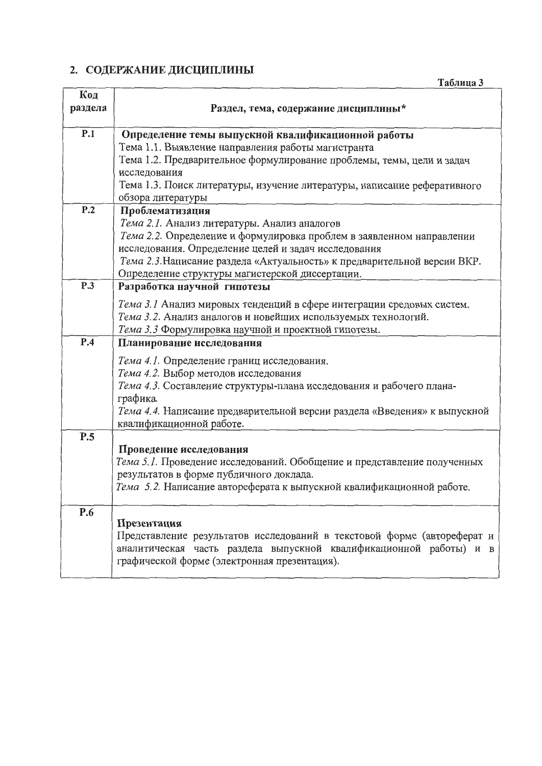## 2. СОДЕРЖАНИЕ ДИСЦИПЛИНЫ

**Таблица 3**

| Код раздела | Раздел, тема, содержание дисциплины* |
|---|---|
| **Р.1** | **Определение темы выпускной квалификационной работы**<br>Тема 1.1. Выявление направления работы магистранта<br>Тема 1.2. Предварительное формулирование проблемы, темы, цели и задач исследования<br>Тема 1.3. Поиск литературы, изучение литературы, написание реферативного обзора литературы |
| **Р.2** | **Проблематизация**<br>*Тема 2.1.* Анализ литературы. Анализ аналогов<br>*Тема 2.2.* Определение и формулировка проблем в заявленном направлении исследования. Определение целей и задач исследования<br>*Тема 2.3.* Написание раздела «Актуальность» к предварительной версии ВКР. Определение структуры магистерской диссертации. |
| **Р.3** | **Разработка научной гипотезы**<br>*Тема 3.1* Анализ мировых тенденций в сфере интеграции средовых систем.<br>*Тема 3.2.* Анализ аналогов и новейших используемых технологий.<br>*Тема 3.3* Формулировка научной и проектной гипотезы. |
| **Р.4** | **Планирование исследования**<br>*Тема 4.1.* Определение границ исследования.<br>*Тема 4.2.* Выбор методов исследования<br>*Тема 4.3.* Составление структуры-плана исследования и рабочего плана-графика.<br>*Тема 4.4.* Написание предварительной версии раздела «Введения» к выпускной квалификационной работе. |
| **Р.5** | **Проведение исследования**<br>*Тема 5.1.* Проведение исследований. Обобщение и представление полученных результатов в форме публичного доклада.<br>*Тема 5.2.* Написание автореферата к выпускной квалификационной работе. |
| **Р.6** | **Презентация**<br>Представление результатов исследований в текстовой форме (автореферат и аналитическая часть раздела выпускной квалификационной работы) и в графической форме (электронная презентация). |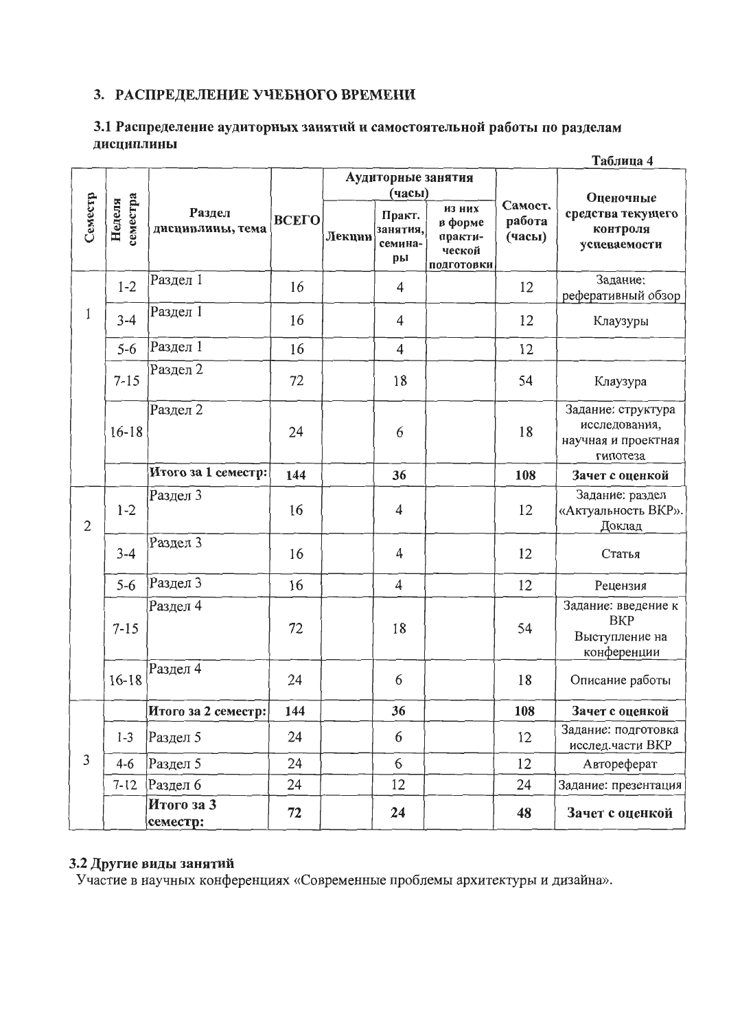## 3. РАСПРЕДЕЛЕНИЕ УЧЕБНОГО ВРЕМЕНИ

### 3.1 Распределение аудиторных занятий и самостоятельной работы по разделам дисциплины

Таблица 4

| Семестр | Неделя семестра | Раздел дисциплины, тема | ВСЕГО | Аудиторные занятия (часы) | | | Самост. работа (часы) | Оценочные средства текущего контроля успеваемости |
|---|---|---|---|---|---|---|---|---|
| | | | | Лекции | Практ. занятия, семинары | из них в форме практической подготовки | | |
| 1 | 1-2 | Раздел 1 | 16 | | 4 | | 12 | Задание: реферативный обзор |
| | 3-4 | Раздел 1 | 16 | | 4 | | 12 | Клаузуры |
| | 5-6 | Раздел 1 | 16 | | 4 | | 12 | |
| | 7-15 | Раздел 2 | 72 | | 18 | | 54 | Клаузура |
| | 16-18 | Раздел 2 | 24 | | 6 | | 18 | Задание: структура исследования, научная и проектная гипотеза |
| | | **Итого за 1 семестр:** | **144** | | **36** | | **108** | **Зачет с оценкой** |
| 2 | 1-2 | Раздел 3 | 16 | | 4 | | 12 | Задание: раздел «Актуальность ВКР». Доклад |
| | 3-4 | Раздел 3 | 16 | | 4 | | 12 | Статья |
| | 5-6 | Раздел 3 | 16 | | 4 | | 12 | Рецензия |
| | 7-15 | Раздел 4 | 72 | | 18 | | 54 | Задание: введение к ВКР Выступление на конференции |
| | 16-18 | Раздел 4 | 24 | | 6 | | 18 | Описание работы |
| | | **Итого за 2 семестр:** | **144** | | **36** | | **108** | **Зачет с оценкой** |
| 3 | 1-3 | Раздел 5 | 24 | | 6 | | 12 | Задание: подготовка исслед.части ВКР |
| | 4-6 | Раздел 5 | 24 | | 6 | | 12 | Автореферат |
| | 7-12 | Раздел 6 | 24 | | 12 | | 24 | Задание: презентация |
| | | **Итого за 3 семестр:** | **72** | | **24** | | **48** | **Зачет с оценкой** |

### 3.2 Другие виды занятий

Участие в научных конференциях «Современные проблемы архитектуры и дизайна».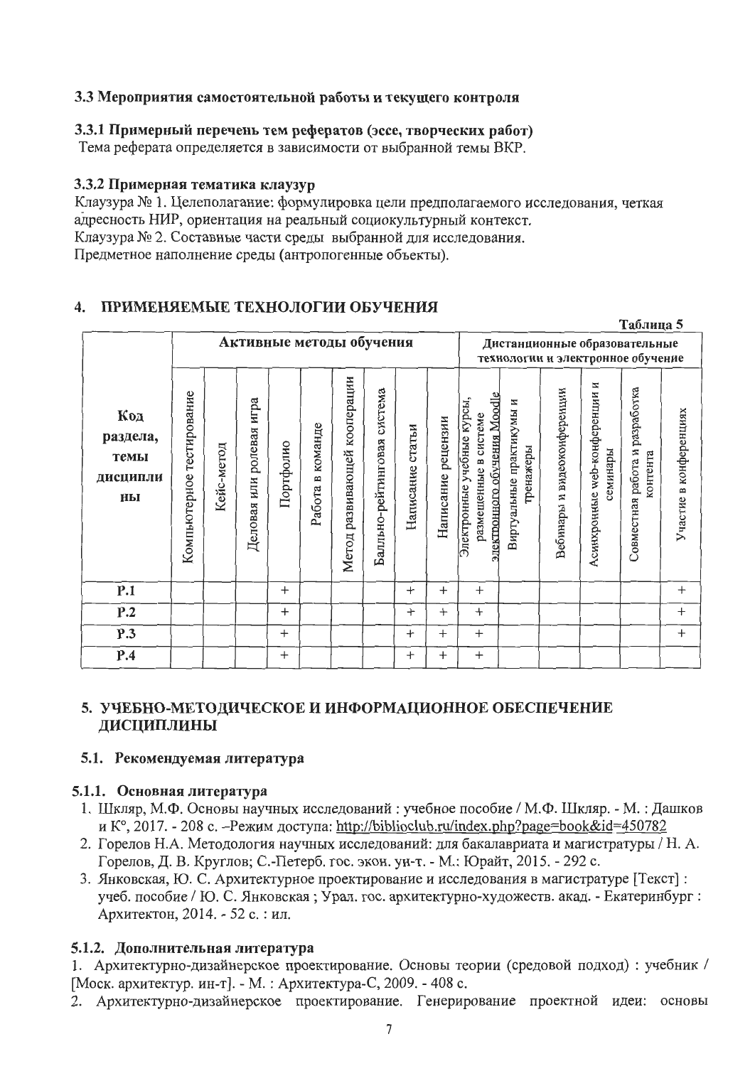### 3.3 Мероприятия самостоятельной работы и текущего контроля

#### 3.3.1 Примерный перечень тем рефератов (эссе, творческих работ)

Тема реферата определяется в зависимости от выбранной темы ВКР.

#### 3.3.2 Примерная тематика клаузур

Клаузура № 1. Целеполагание: формулировка цели предполагаемого исследования, четкая адресность НИР, ориентация на реальный социокультурный контекст.
Клаузура № 2. Составные части среды выбранной для исследования.
Предметное наполнение среды (антропогенные объекты).

## 4. ПРИМЕНЯЕМЫЕ ТЕХНОЛОГИИ ОБУЧЕНИЯ

Таблица 5

| Код раздела, темы дисциплины | Активные методы обучения | | | | | | | | | Дистанционные образовательные технологии и электронное обучение | | | | | |
|---|---|---|---|---|---|---|---|---|---|---|---|---|---|---|---|
| | Компьютерное тестирование | Кейс-метод | Деловая или ролевая игра | Портфолио | Работа в команде | Метод развивающей кооперации | Балльно-рейтинговая система | Написание статьи | Написание рецензии | Электронные учебные курсы, размещенные в системе электронного обучения Moodle | Виртуальные практикумы и тренажеры | Вебинары и видеоконференции | Асинхронные web-конференции и семинары | Совместная работа и разработка контента | Участие в конференциях |
| Р.1 | | | | + | | | | + | + | + | | | | | + |
| Р.2 | | | | + | | | | + | + | + | | | | | + |
| Р.3 | | | | + | | | | + | + | + | | | | | + |
| Р.4 | | | | + | | | | + | + | + | | | | | |

## 5. УЧЕБНО-МЕТОДИЧЕСКОЕ И ИНФОРМАЦИОННОЕ ОБЕСПЕЧЕНИЕ ДИСЦИПЛИНЫ

### 5.1. Рекомендуемая литература

#### 5.1.1. Основная литература

1. Шкляр, М.Ф. Основы научных исследований : учебное пособие / М.Ф. Шкляр. - М. : Дашков и К°, 2017. - 208 с. –Режим доступа: http://biblioclub.ru/index.php?page=book&id=450782
2. Горелов Н.А. Методология научных исследований: для бакалавриата и магистратуры / Н. А. Горелов, Д. В. Круглов; С.-Петерб. гос. экон. ун-т. - М.: Юрайт, 2015. - 292 с.
3. Янковская, Ю. С. Архитектурное проектирование и исследования в магистратуре [Текст] : учеб. пособие / Ю. С. Янковская ; Урал. гос. архитектурно-художеств. акад. - Екатеринбург : Архитектон, 2014. - 52 с. : ил.

#### 5.1.2. Дополнительная литература

1. Архитектурно-дизайнерское проектирование. Основы теории (средовой подход) : учебник / [Моск. архитектур. ин-т]. - М. : Архитектура-С, 2009. - 408 с.
2. Архитектурно-дизайнерское проектирование. Генерирование проектной идеи: основы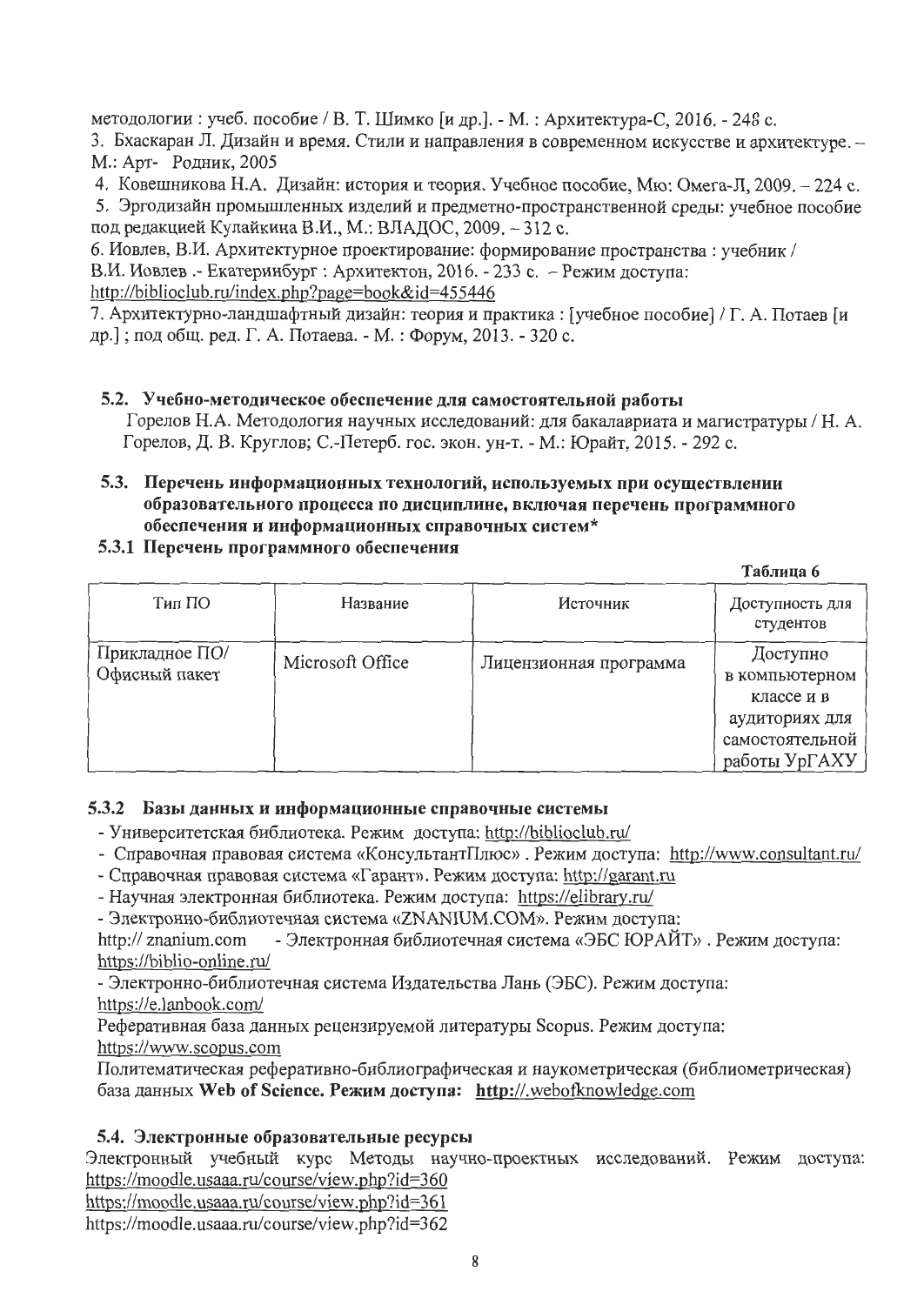методологии : учеб. пособие / В. Т. Шимко [и др.]. - М. : Архитектура-С, 2016. - 248 с.

3. Бхаскаран Л. Дизайн и время. Стили и направления в современном искусстве и архитектуре. – М.: Арт- Родник, 2005

4. Ковешникова Н.А. Дизайн: история и теория. Учебное пособие, Мю: Омега-Л, 2009. – 224 с.

5. Эргодизайн промышленных изделий и предметно-пространственной среды: учебное пособие под редакцией Кулайкина В.И., М.: ВЛАДОС, 2009. – 312 с.

6. Иовлев, В.И. Архитектурное проектирование: формирование пространства : учебник / В.И. Иовлев .- Екатеринбург : Архитектон, 2016. - 233 с. – Режим доступа: http://biblioclub.ru/index.php?page=book&id=455446

7. Архитектурно-ландшафтный дизайн: теория и практика : [учебное пособие] / Г. А. Потаев [и др.] ; под общ. ред. Г. А. Потаева. - М. : Форум, 2013. - 320 с.

### 5.2. Учебно-методическое обеспечение для самостоятельной работы

Горелов Н.А. Методология научных исследований: для бакалавриата и магистратуры / Н. А. Горелов, Д. В. Круглов; С.-Петерб. гос. экон. ун-т. - М.: Юрайт, 2015. - 292 с.

### 5.3. Перечень информационных технологий, используемых при осуществлении образовательного процесса по дисциплине, включая перечень программного обеспечения и информационных справочных систем*

#### 5.3.1 Перечень программного обеспечения

**Таблица 6**

| Тип ПО | Название | Источник | Доступность для студентов |
|---|---|---|---|
| Прикладное ПО/ Офисный пакет | Microsoft Office | Лицензионная программа | Доступно в компьютерном классе и в аудиториях для самостоятельной работы УрГАХУ |

#### 5.3.2 Базы данных и информационные справочные системы

- Университетская библиотека. Режим доступа: http://biblioclub.ru/
- Справочная правовая система «КонсультантПлюс» . Режим доступа: http://www.consultant.ru/
- Справочная правовая система «Гарант». Режим доступа: http://garant.ru
- Научная электронная библиотека. Режим доступа: https://elibrary.ru/
- Электронно-библиотечная система «ZNANIUM.COM». Режим доступа: http:// znanium.com
- Электронная библиотечная система «ЭБС ЮРАЙТ» . Режим доступа: https://biblio-online.ru/
- Электронно-библиотечная система Издательства Лань (ЭБС). Режим доступа: https://e.lanbook.com/

Реферативная база данных рецензируемой литературы Scopus. Режим доступа: https://www.scopus.com

Политематическая реферативно-библиографическая и наукометрическая (библиометрическая) база данных **Web of Science. Режим доступа: http://.webofknowledge.com**

### 5.4. Электронные образовательные ресурсы

Электронный учебный курс Методы научно-проектных исследований. Режим доступа: https://moodle.usaaa.ru/course/view.php?id=360
https://moodle.usaaa.ru/course/view.php?id=361
https://moodle.usaaa.ru/course/view.php?id=362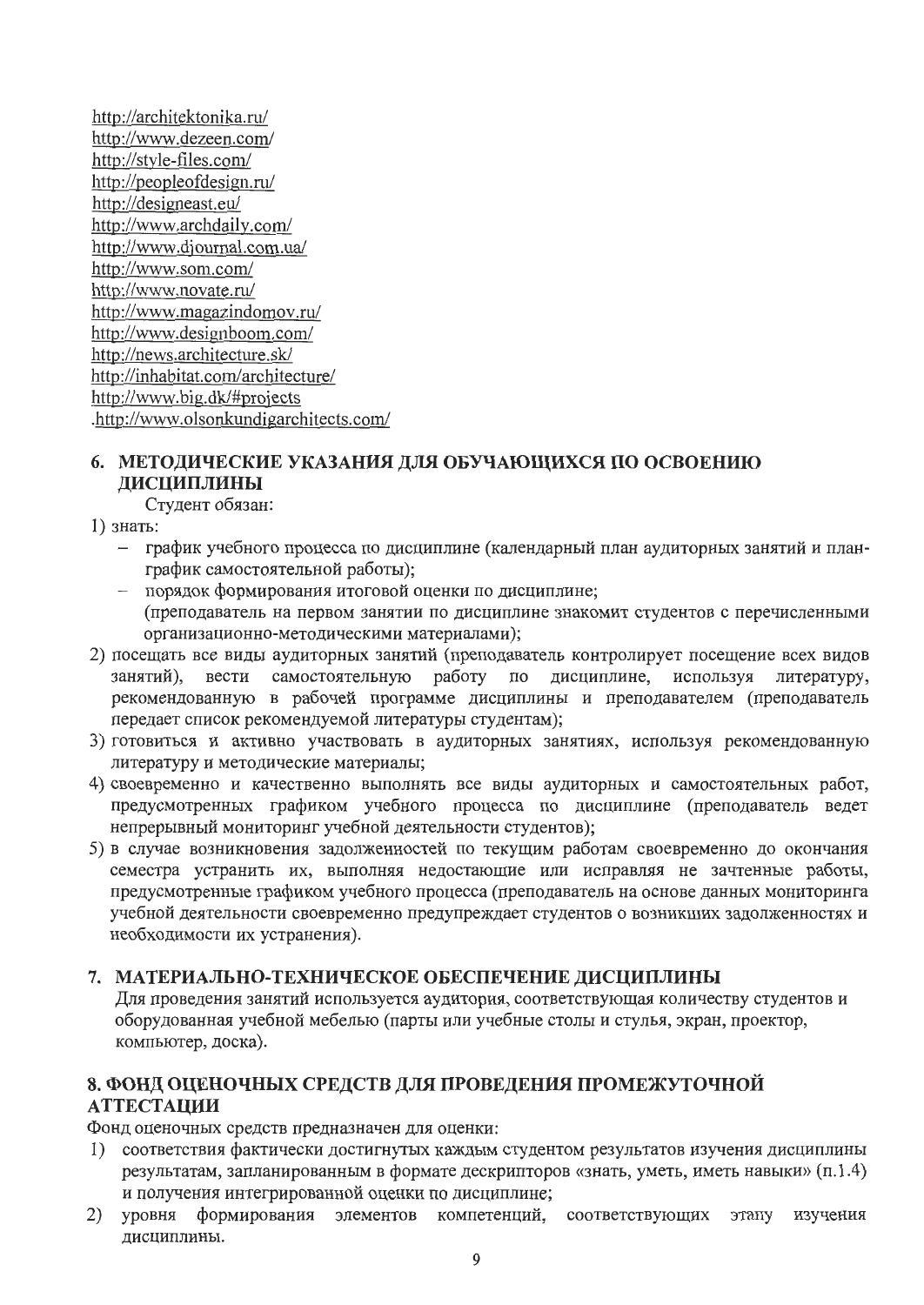http://architektonika.ru/
http://www.dezeen.com/
http://style-files.com/
http://peopleofdesign.ru/
http://designeast.eu/
http://www.archdaily.com/
http://www.djournal.com.ua/
http://www.som.com/
http://www.novate.ru/
http://www.magazindomov.ru/
http://www.designboom.com/
http://news.architecture.sk/
http://inhabitat.com/architecture/
http://www.big.dk/#projects
.http://www.olsonkundigarchitects.com/

## 6. МЕТОДИЧЕСКИЕ УКАЗАНИЯ ДЛЯ ОБУЧАЮЩИХСЯ ПО ОСВОЕНИЮ ДИСЦИПЛИНЫ

Студент обязан:

1) знать:
   - график учебного процесса по дисциплине (календарный план аудиторных занятий и план-график самостоятельной работы);
   - порядок формирования итоговой оценки по дисциплине;
   
   (преподаватель на первом занятии по дисциплине знакомит студентов с перечисленными организационно-методическими материалами);
2) посещать все виды аудиторных занятий (преподаватель контролирует посещение всех видов занятий), вести самостоятельную работу по дисциплине, используя литературу, рекомендованную в рабочей программе дисциплины и преподавателем (преподаватель передает список рекомендуемой литературы студентам);
3) готовиться и активно участвовать в аудиторных занятиях, используя рекомендованную литературу и методические материалы;
4) своевременно и качественно выполнять все виды аудиторных и самостоятельных работ, предусмотренных графиком учебного процесса по дисциплине (преподаватель ведет непрерывный мониторинг учебной деятельности студентов);
5) в случае возникновения задолженностей по текущим работам своевременно до окончания семестра устранить их, выполняя недостающие или исправляя не зачтенные работы, предусмотренные графиком учебного процесса (преподаватель на основе данных мониторинга учебной деятельности своевременно предупреждает студентов о возникших задолженностях и необходимости их устранения).

## 7. МАТЕРИАЛЬНО-ТЕХНИЧЕСКОЕ ОБЕСПЕЧЕНИЕ ДИСЦИПЛИНЫ

Для проведения занятий используется аудитория, соответствующая количеству студентов и оборудованная учебной мебелью (парты или учебные столы и стулья, экран, проектор, компьютер, доска).

## 8. ФОНД ОЦЕНОЧНЫХ СРЕДСТВ ДЛЯ ПРОВЕДЕНИЯ ПРОМЕЖУТОЧНОЙ АТТЕСТАЦИИ

Фонд оценочных средств предназначен для оценки:

1) соответствия фактически достигнутых каждым студентом результатов изучения дисциплины результатам, запланированным в формате дескрипторов «знать, уметь, иметь навыки» (п.1.4) и получения интегрированной оценки по дисциплине;
2) уровня формирования элементов компетенций, соответствующих этапу изучения дисциплины.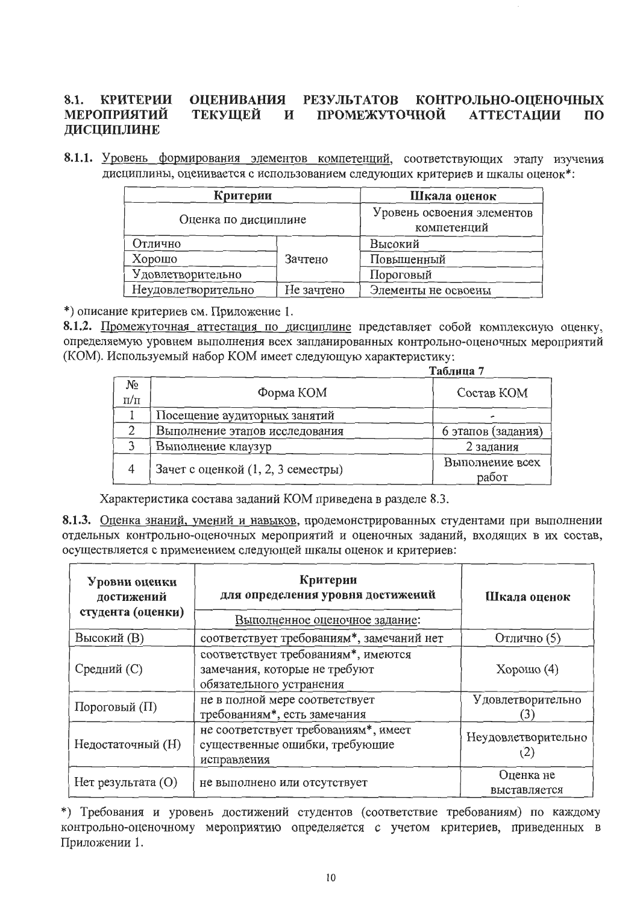## 8.1. КРИТЕРИИ ОЦЕНИВАНИЯ РЕЗУЛЬТАТОВ КОНТРОЛЬНО-ОЦЕНОЧНЫХ МЕРОПРИЯТИЙ ТЕКУЩЕЙ И ПРОМЕЖУТОЧНОЙ АТТЕСТАЦИИ ПО ДИСЦИПЛИНЕ

**8.1.1.** Уровень формирования элементов компетенций, соответствующих этапу изучения дисциплины, оценивается с использованием следующих критериев и шкалы оценок*:

| **Критерии** | | **Шкала оценок** |
|---|---|---|
| Оценка по дисциплине | | Уровень освоения элементов компетенций |
| Отлично | Зачтено | Высокий |
| Хорошо | | Повышенный |
| Удовлетворительно | | Пороговый |
| Неудовлетворительно | Не зачтено | Элементы не освоены |

*) описание критериев см. Приложение 1.

**8.1.2.** Промежуточная аттестация по дисциплине представляет собой комплексную оценку, определяемую уровнем выполнения всех запланированных контрольно-оценочных мероприятий (КОМ). Используемый набор КОМ имеет следующую характеристику:

**Таблица 7**

| № п/п | Форма КОМ | Состав КОМ |
|---|---|---|
| 1 | Посещение аудиторных занятий | - |
| 2 | Выполнение этапов исследования | 6 этапов (задания) |
| 3 | Выполнение клаузур | 2 задания |
| 4 | Зачет с оценкой (1, 2, 3 семестры) | Выполнение всех работ |

Характеристика состава заданий КОМ приведена в разделе 8.3.

**8.1.3.** Оценка знаний, умений и навыков, продемонстрированных студентами при выполнении отдельных контрольно-оценочных мероприятий и оценочных заданий, входящих в их состав, осуществляется с применением следующей шкалы оценок и критериев:

| **Уровни оценки достижений студента (оценки)** | **Критерии для определения уровня достижений** | **Шкала оценок** |
|---|---|---|
| | Выполненное оценочное задание: | |
| Высокий (В) | соответствует требованиям*, замечаний нет | Отлично (5) |
| Средний (С) | соответствует требованиям*, имеются замечания, которые не требуют обязательного устранения | Хорошо (4) |
| Пороговый (П) | не в полной мере соответствует требованиям*, есть замечания | Удовлетворительно (3) |
| Недостаточный (Н) | не соответствует требованиям*, имеет существенные ошибки, требующие исправления | Неудовлетворительно (2) |
| Нет результата (О) | не выполнено или отсутствует | Оценка не выставляется |

*) Требования и уровень достижений студентов (соответствие требованиям) по каждому контрольно-оценочному мероприятию определяется с учетом критериев, приведенных в Приложении 1.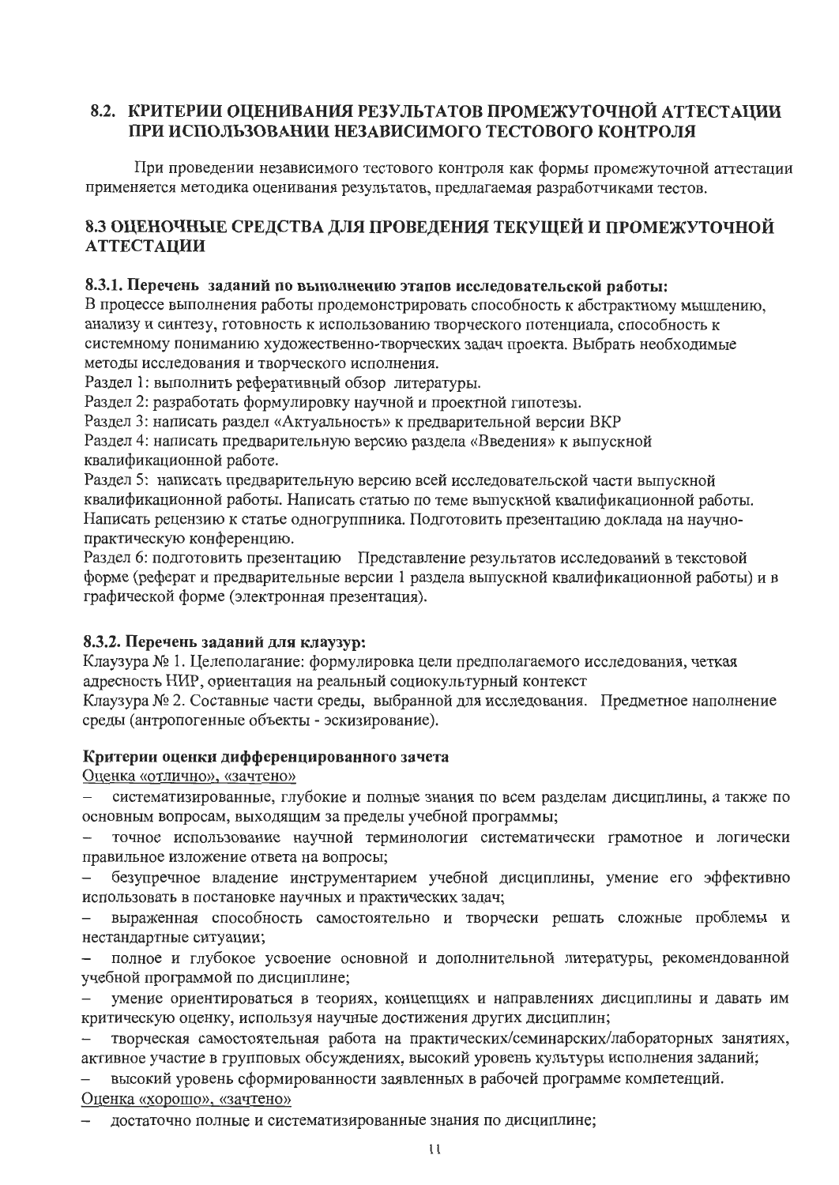## 8.2. КРИТЕРИИ ОЦЕНИВАНИЯ РЕЗУЛЬТАТОВ ПРОМЕЖУТОЧНОЙ АТТЕСТАЦИИ ПРИ ИСПОЛЬЗОВАНИИ НЕЗАВИСИМОГО ТЕСТОВОГО КОНТРОЛЯ

При проведении независимого тестового контроля как формы промежуточной аттестации применяется методика оценивания результатов, предлагаемая разработчиками тестов.

## 8.3 ОЦЕНОЧНЫЕ СРЕДСТВА ДЛЯ ПРОВЕДЕНИЯ ТЕКУЩЕЙ И ПРОМЕЖУТОЧНОЙ АТТЕСТАЦИИ

### 8.3.1. Перечень заданий по выполнению этапов исследовательской работы:

В процессе выполнения работы продемонстрировать способность к абстрактному мышлению, анализу и синтезу, готовность к использованию творческого потенциала, способность к системному пониманию художественно-творческих задач проекта. Выбрать необходимые методы исследования и творческого исполнения.

Раздел 1: выполнить реферативный обзор литературы.

Раздел 2: разработать формулировку научной и проектной гипотезы.

Раздел 3: написать раздел «Актуальность» к предварительной версии ВКР

Раздел 4: написать предварительную версию раздела «Введения» к выпускной квалификационной работе.

Раздел 5: написать предварительную версию всей исследовательской части выпускной квалификационной работы. Написать статью по теме выпускной квалификационной работы. Написать рецензию к статье одногруппника. Подготовить презентацию доклада на научно-практическую конференцию.

Раздел 6: подготовить презентацию Представление результатов исследований в текстовой форме (реферат и предварительные версии 1 раздела выпускной квалификационной работы) и в графической форме (электронная презентация).

### 8.3.2. Перечень заданий для клаузур:

Клаузура № 1. Целеполагание: формулировка цели предполагаемого исследования, четкая адресность НИР, ориентация на реальный социокультурный контекст

Клаузура № 2. Составные части среды, выбранной для исследования. Предметное наполнение среды (антропогенные объекты - эскизирование).

**Критерии оценки дифференцированного зачета**

Оценка «отлично», «зачтено»

- систематизированные, глубокие и полные знания по всем разделам дисциплины, а также по основным вопросам, выходящим за пределы учебной программы;
- точное использование научной терминологии систематически грамотное и логически правильное изложение ответа на вопросы;
- безупречное владение инструментарием учебной дисциплины, умение его эффективно использовать в постановке научных и практических задач;
- выраженная способность самостоятельно и творчески решать сложные проблемы и нестандартные ситуации;
- полное и глубокое усвоение основной и дополнительной литературы, рекомендованной учебной программой по дисциплине;
- умение ориентироваться в теориях, концепциях и направлениях дисциплины и давать им критическую оценку, используя научные достижения других дисциплин;
- творческая самостоятельная работа на практических/семинарских/лабораторных занятиях, активное участие в групповых обсуждениях, высокий уровень культуры исполнения заданий;
- высокий уровень сформированности заявленных в рабочей программе компетенций.

Оценка «хорошо», «зачтено»

- достаточно полные и систематизированные знания по дисциплине;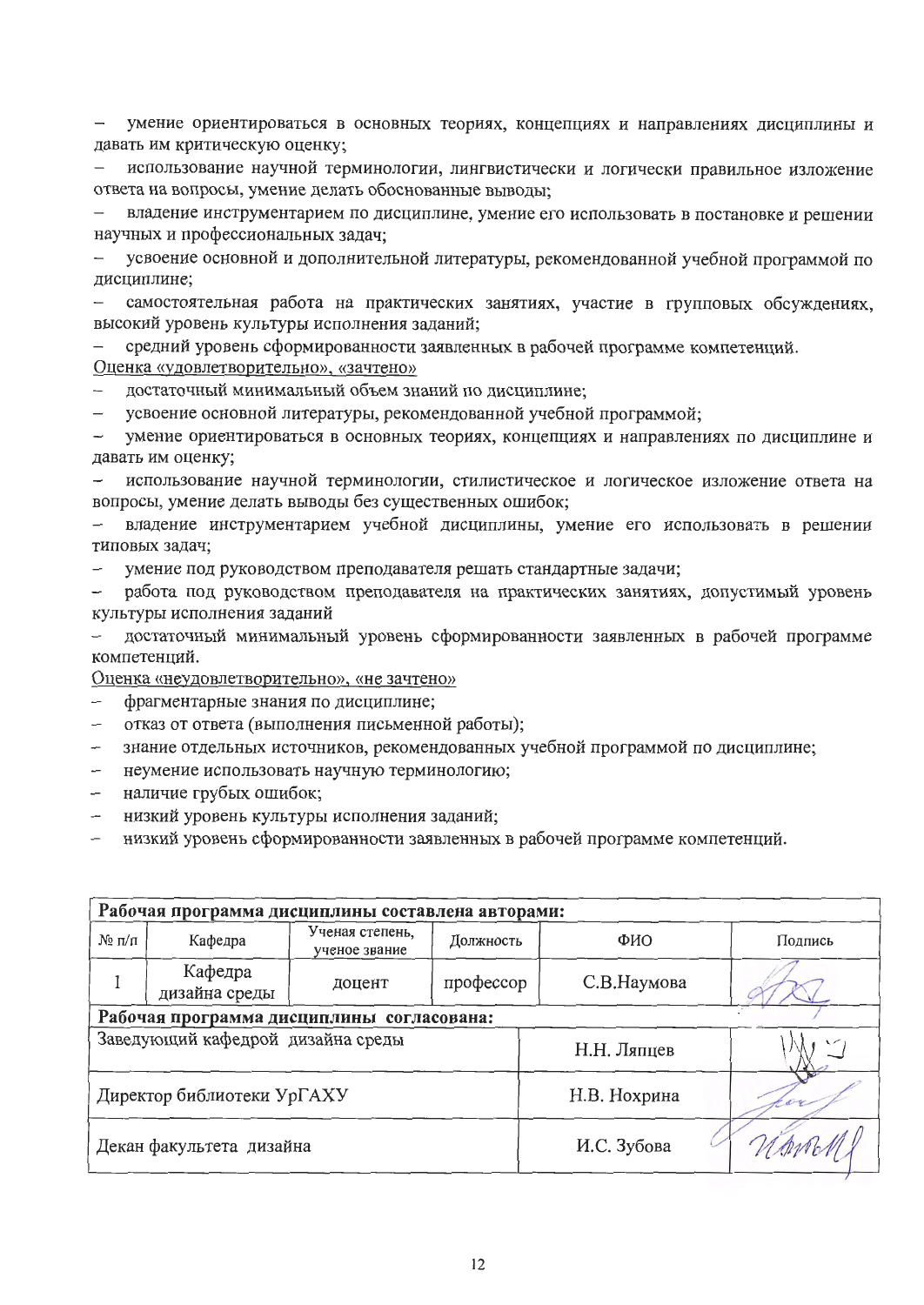– умение ориентироваться в основных теориях, концепциях и направлениях дисциплины и давать им критическую оценку;
– использование научной терминологии, лингвистически и логически правильное изложение ответа на вопросы, умение делать обоснованные выводы;
– владение инструментарием по дисциплине, умение его использовать в постановке и решении научных и профессиональных задач;
– усвоение основной и дополнительной литературы, рекомендованной учебной программой по дисциплине;
– самостоятельная работа на практических занятиях, участие в групповых обсуждениях, высокий уровень культуры исполнения заданий;
– средний уровень сформированности заявленных в рабочей программе компетенций.

Оценка «удовлетворительно», «зачтено»

– достаточный минимальный объем знаний по дисциплине;
– усвоение основной литературы, рекомендованной учебной программой;
– умение ориентироваться в основных теориях, концепциях и направлениях по дисциплине и давать им оценку;
– использование научной терминологии, стилистическое и логическое изложение ответа на вопросы, умение делать выводы без существенных ошибок;
– владение инструментарием учебной дисциплины, умение его использовать в решении типовых задач;
– умение под руководством преподавателя решать стандартные задачи;
– работа под руководством преподавателя на практических занятиях, допустимый уровень культуры исполнения заданий
– достаточный минимальный уровень сформированности заявленных в рабочей программе компетенций.

Оценка «неудовлетворительно», «не зачтено»

– фрагментарные знания по дисциплине;
– отказ от ответа (выполнения письменной работы);
– знание отдельных источников, рекомендованных учебной программой по дисциплине;
– неумение использовать научную терминологию;
– наличие грубых ошибок;
– низкий уровень культуры исполнения заданий;
– низкий уровень сформированности заявленных в рабочей программе компетенций.

| **Рабочая программа дисциплины составлена авторами:** | | | | | |
|---|---|---|---|---|---|
| № п/п | Кафедра | Ученая степень, ученое звание | Должность | ФИО | Подпись |
| 1 | Кафедра дизайна среды | доцент | профессор | С.В.Наумова | |
| **Рабочая программа дисциплины согласована:** | | | | | |
| Заведующий кафедрой дизайна среды | | | | Н.Н. Ляпцев | |
| Директор библиотеки УрГАХУ | | | | Н.В. Нохрина | |
| Декан факультета дизайна | | | | И.С. Зубова | |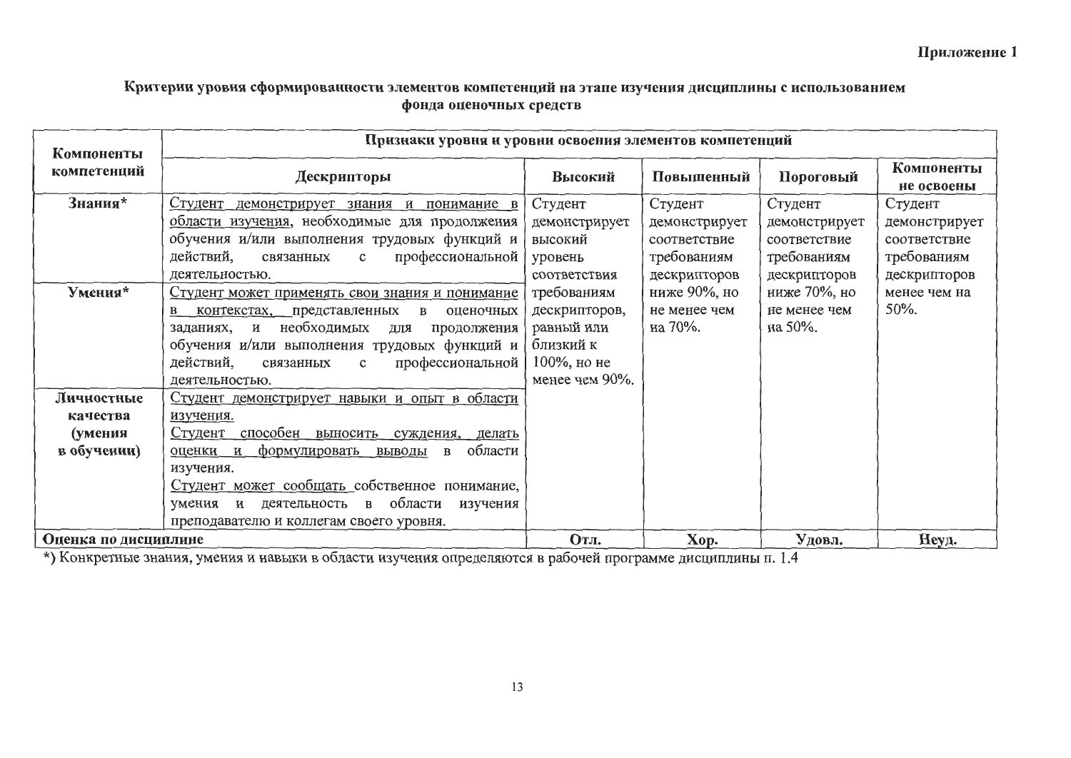**Приложение 1**

**Критерии уровня сформированности элементов компетенций на этапе изучения дисциплины с использованием фонда оценочных средств**

| Компоненты компетенций | Признаки уровня и уровни освоения элементов компетенций | | | | |
|---|---|---|---|---|---|
| | **Дескрипторы** | **Высокий** | **Повышенный** | **Пороговый** | **Компоненты не освоены** |
| **Знания*** | Студент демонстрирует знания и понимание в области изучения, необходимые для продолжения обучения и/или выполнения трудовых функций и действий, связанных с профессиональной деятельностью. | Студент демонстрирует высокий уровень соответствия требованиям дескрипторов, равный или близкий к 100%, но не менее чем 90%. | Студент демонстрирует соответствие требованиям дескрипторов ниже 90%, но не менее чем на 70%. | Студент демонстрирует соответствие требованиям дескрипторов ниже 70%, но не менее чем на 50%. | Студент демонстрирует соответствие требованиям дескрипторов менее чем на 50%. |
| **Умения*** | Студент может применять свои знания и понимание в контекстах, представленных в оценочных заданиях, и необходимых для продолжения обучения и/или выполнения трудовых функций и действий, связанных с профессиональной деятельностью. | | | | |
| **Личностные качества (умения в обучении)** | Студент демонстрирует навыки и опыт в области изучения. Студент способен выносить суждения, делать оценки и формулировать выводы в области изучения. Студент может сообщать собственное понимание, умения и деятельность в области изучения преподавателю и коллегам своего уровня. | | | | |
| **Оценка по дисциплине** | | **Отл.** | **Хор.** | **Удовл.** | **Неуд.** |

*) Конкретные знания, умения и навыки в области изучения определяются в рабочей программе дисциплины п. 1.4